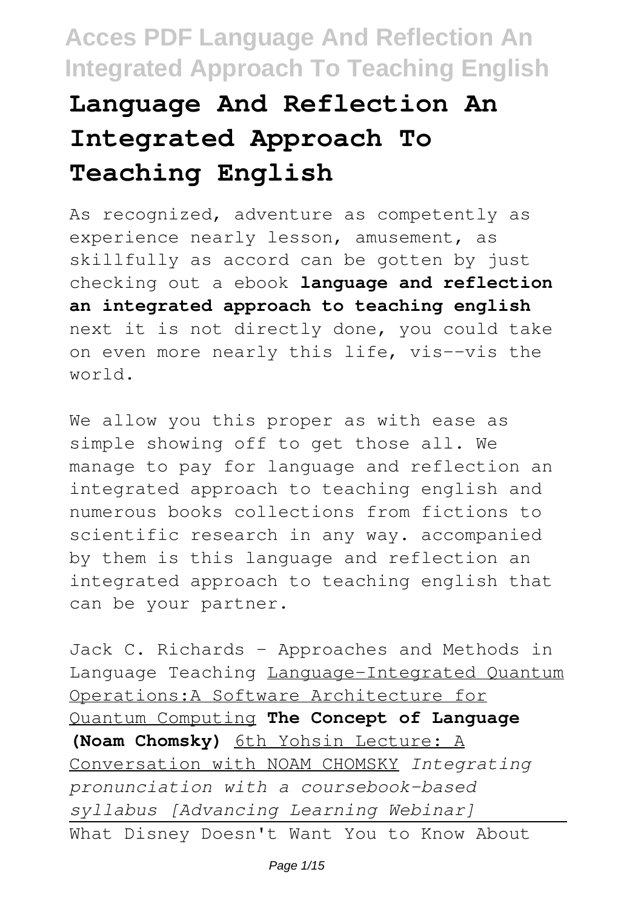# Language And Reflection An Integrated Approach To Teaching English

As recognized, adventure as competently as experience nearly lesson, amusement, as skillfully as accord can be gotten by just checking out a ebook **language and reflection an integrated approach to teaching english** next it is not directly done, you could take on even more nearly this life, vis--vis the world.

We allow you this proper as with ease as simple showing off to get those all. We manage to pay for language and reflection an integrated approach to teaching english and numerous books collections from fictions to scientific research in any way. accompanied by them is this language and reflection an integrated approach to teaching english that can be your partner.

Jack C. Richards - Approaches and Methods in Language Teaching Language-Integrated Quantum Operations:A Software Architecture for Quantum Computing **The Concept of Language (Noam Chomsky)** 6th Yohsin Lecture: A Conversation with NOAM CHOMSKY *Integrating pronunciation with a coursebook-based syllabus [Advancing Learning Webinar]*
What Disney Doesn't Want You to Know About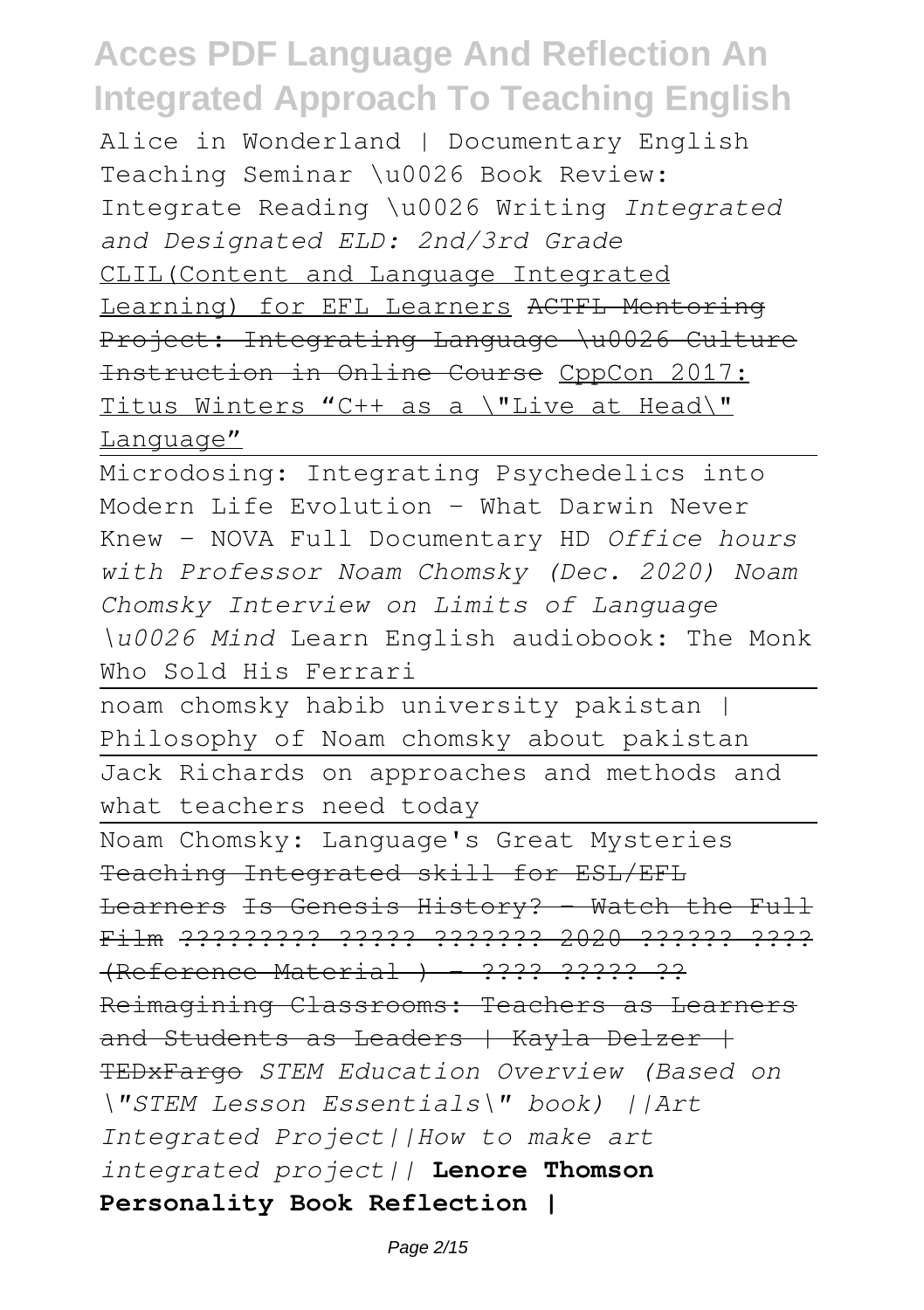Alice in Wonderland | Documentary English Teaching Seminar \u0026 Book Review: Integrate Reading \u0026 Writing *Integrated and Designated ELD: 2nd/3rd Grade* CLIL(Content and Language Integrated Learning) for EFL Learners ~~ACTFL Mentoring Project: Integrating Language \u0026 Culture Instruction in Online Course~~ CppCon 2017: Titus Winters "C++ as a \"Live at Head\" Language"

Microdosing: Integrating Psychedelics into Modern Life Evolution - What Darwin Never Knew - NOVA Full Documentary HD *Office hours with Professor Noam Chomsky (Dec. 2020) Noam Chomsky Interview on Limits of Language \u0026 Mind* Learn English audiobook: The Monk Who Sold His Ferrari

noam chomsky habib university pakistan | Philosophy of Noam chomsky about pakistan

Jack Richards on approaches and methods and what teachers need today

Noam Chomsky: Language's Great Mysteries ~~Teaching Integrated skill for ESL/EFL Learners~~ ~~Is Genesis History? - Watch the Full Film~~ ~~????????? ????? ??????? 2020 ?????? ???? (Reference Material ) - ???? ????? ??~~ ~~Reimagining Classrooms: Teachers as Learners and Students as Leaders | Kayla Delzer | TEDxFargo~~ *STEM Education Overview (Based on \"STEM Lesson Essentials\" book) ||Art Integrated Project||How to make art integrated project||* **Lenore Thomson Personality Book Reflection |**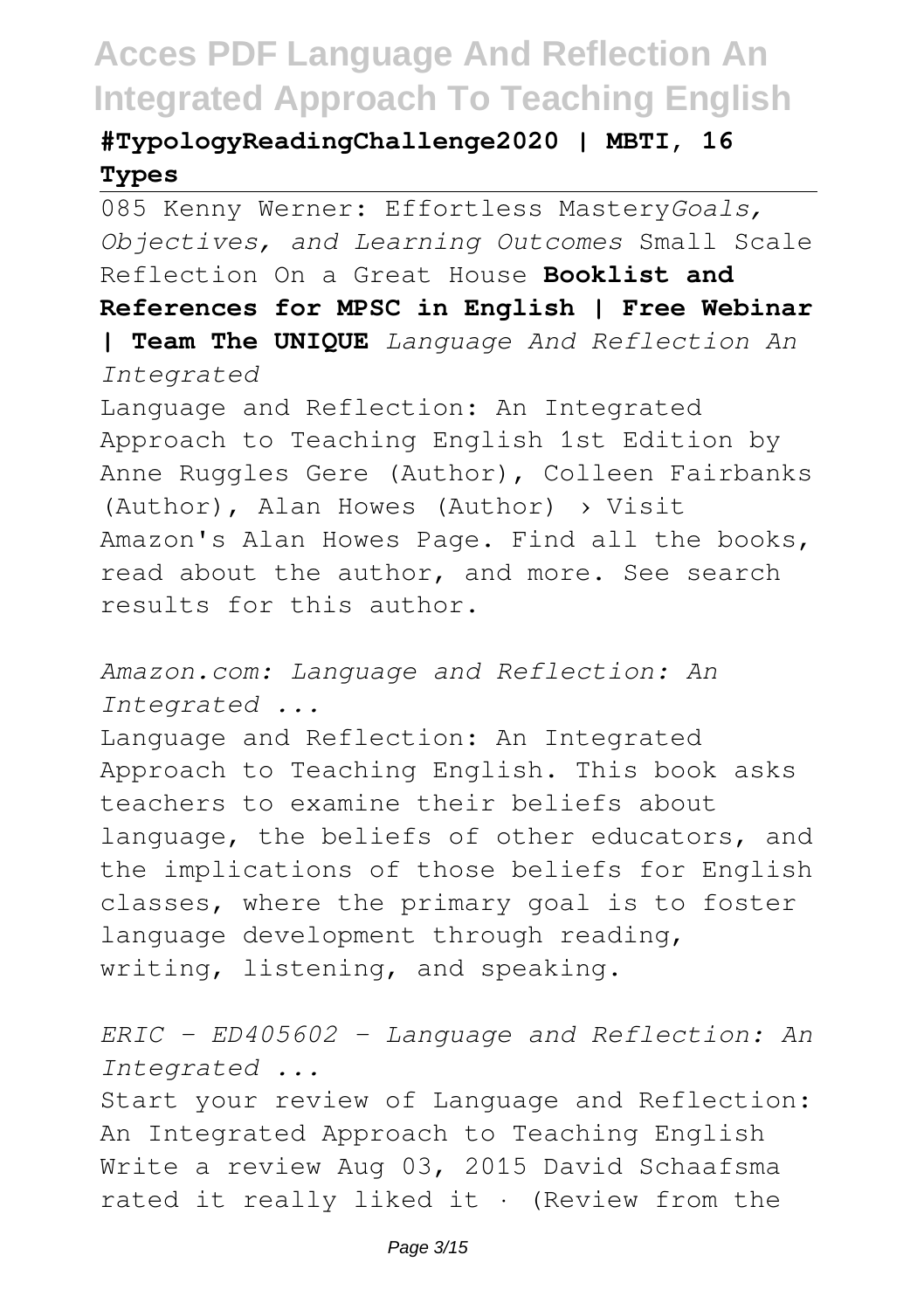**#TypologyReadingChallenge2020 | MBTI, 16 Types**

085 Kenny Werner: Effortless Mastery*Goals, Objectives, and Learning Outcomes* Small Scale Reflection On a Great House **Booklist and References for MPSC in English | Free Webinar | Team The UNIQUE** *Language And Reflection An Integrated*

Language and Reflection: An Integrated Approach to Teaching English 1st Edition by Anne Ruggles Gere (Author), Colleen Fairbanks (Author), Alan Howes (Author) › Visit Amazon's Alan Howes Page. Find all the books, read about the author, and more. See search results for this author.

*Amazon.com: Language and Reflection: An Integrated ...*

Language and Reflection: An Integrated Approach to Teaching English. This book asks teachers to examine their beliefs about language, the beliefs of other educators, and the implications of those beliefs for English classes, where the primary goal is to foster language development through reading, writing, listening, and speaking.

*ERIC - ED405602 - Language and Reflection: An Integrated ...*

Start your review of Language and Reflection: An Integrated Approach to Teaching English Write a review Aug 03, 2015 David Schaafsma rated it really liked it · (Review from the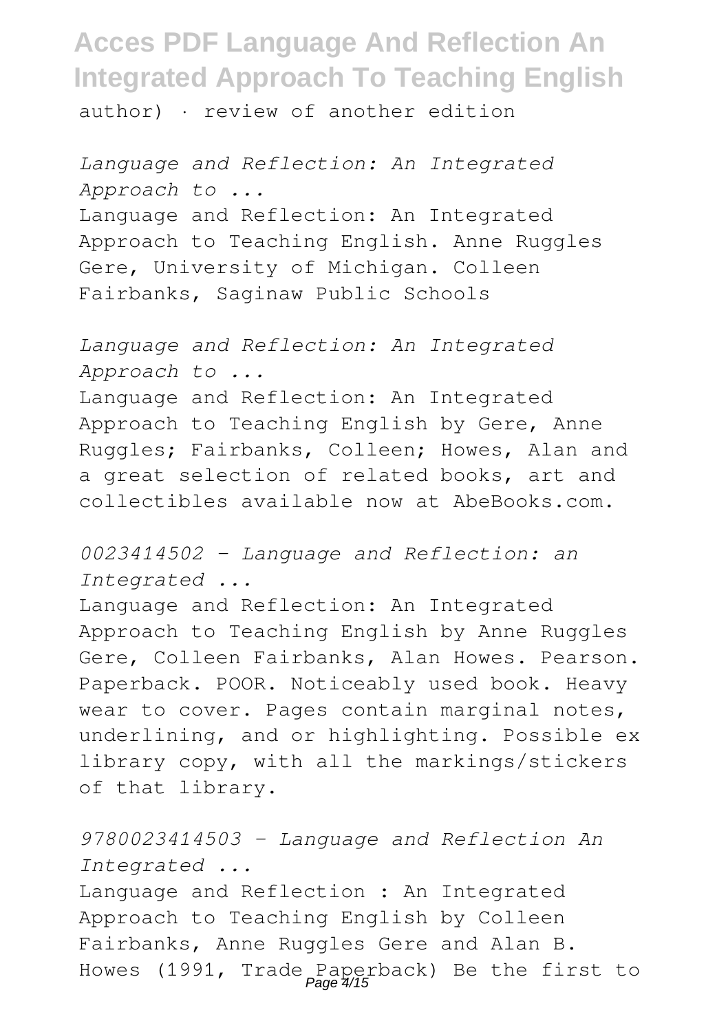author) · review of another edition

*Language and Reflection: An Integrated Approach to ...*

Language and Reflection: An Integrated Approach to Teaching English. Anne Ruggles Gere, University of Michigan. Colleen Fairbanks, Saginaw Public Schools

*Language and Reflection: An Integrated Approach to ...*

Language and Reflection: An Integrated Approach to Teaching English by Gere, Anne Ruggles; Fairbanks, Colleen; Howes, Alan and a great selection of related books, art and collectibles available now at AbeBooks.com.

*0023414502 - Language and Reflection: an Integrated ...*

Language and Reflection: An Integrated Approach to Teaching English by Anne Ruggles Gere, Colleen Fairbanks, Alan Howes. Pearson. Paperback. POOR. Noticeably used book. Heavy wear to cover. Pages contain marginal notes, underlining, and or highlighting. Possible ex library copy, with all the markings/stickers of that library.

*9780023414503 - Language and Reflection An Integrated ...*

Language and Reflection : An Integrated Approach to Teaching English by Colleen Fairbanks, Anne Ruggles Gere and Alan B. Howes (1991, Trade Paperback) Be the first to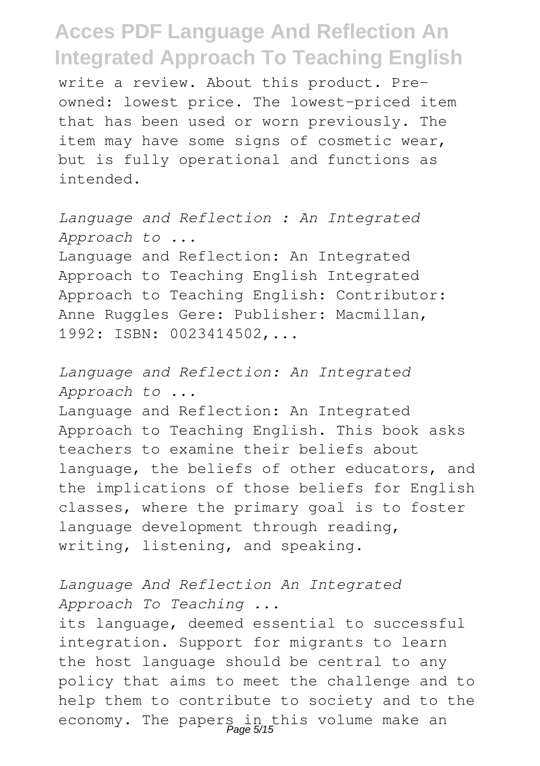write a review. About this product. Pre-owned: lowest price. The lowest-priced item that has been used or worn previously. The item may have some signs of cosmetic wear, but is fully operational and functions as intended.

*Language and Reflection : An Integrated Approach to ...*

Language and Reflection: An Integrated Approach to Teaching English Integrated Approach to Teaching English: Contributor: Anne Ruggles Gere: Publisher: Macmillan, 1992: ISBN: 0023414502,...

*Language and Reflection: An Integrated Approach to ...*

Language and Reflection: An Integrated Approach to Teaching English. This book asks teachers to examine their beliefs about language, the beliefs of other educators, and the implications of those beliefs for English classes, where the primary goal is to foster language development through reading, writing, listening, and speaking.

*Language And Reflection An Integrated Approach To Teaching ...*

its language, deemed essential to successful integration. Support for migrants to learn the host language should be central to any policy that aims to meet the challenge and to help them to contribute to society and to the economy. The papers in this volume make an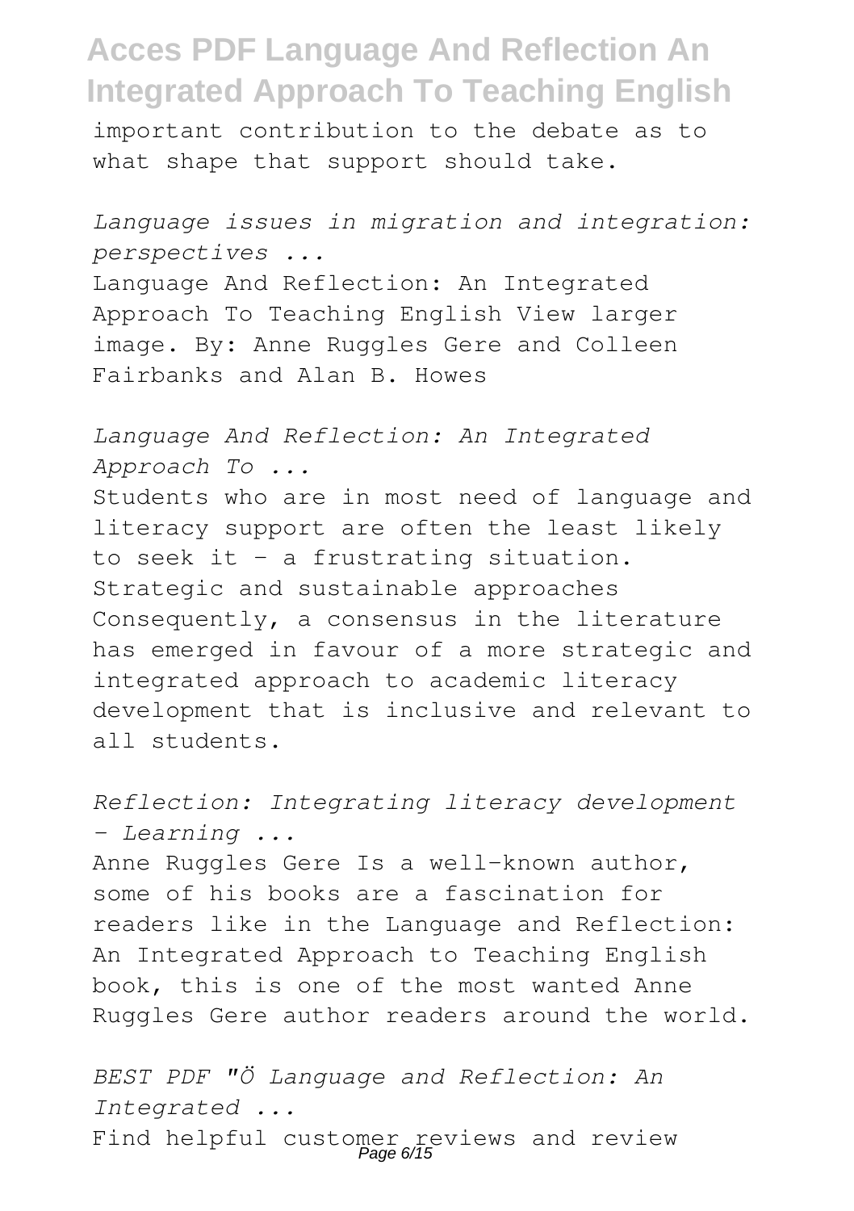important contribution to the debate as to what shape that support should take.

*Language issues in migration and integration: perspectives ...*

Language And Reflection: An Integrated Approach To Teaching English View larger image. By: Anne Ruggles Gere and Colleen Fairbanks and Alan B. Howes

*Language And Reflection: An Integrated Approach To ...*

Students who are in most need of language and literacy support are often the least likely to seek it – a frustrating situation. Strategic and sustainable approaches Consequently, a consensus in the literature has emerged in favour of a more strategic and integrated approach to academic literacy development that is inclusive and relevant to all students.

*Reflection: Integrating literacy development - Learning ...*

Anne Ruggles Gere Is a well-known author, some of his books are a fascination for readers like in the Language and Reflection: An Integrated Approach to Teaching English book, this is one of the most wanted Anne Ruggles Gere author readers around the world.

*BEST PDF "Ö Language and Reflection: An Integrated ...*

Find helpful customer reviews and review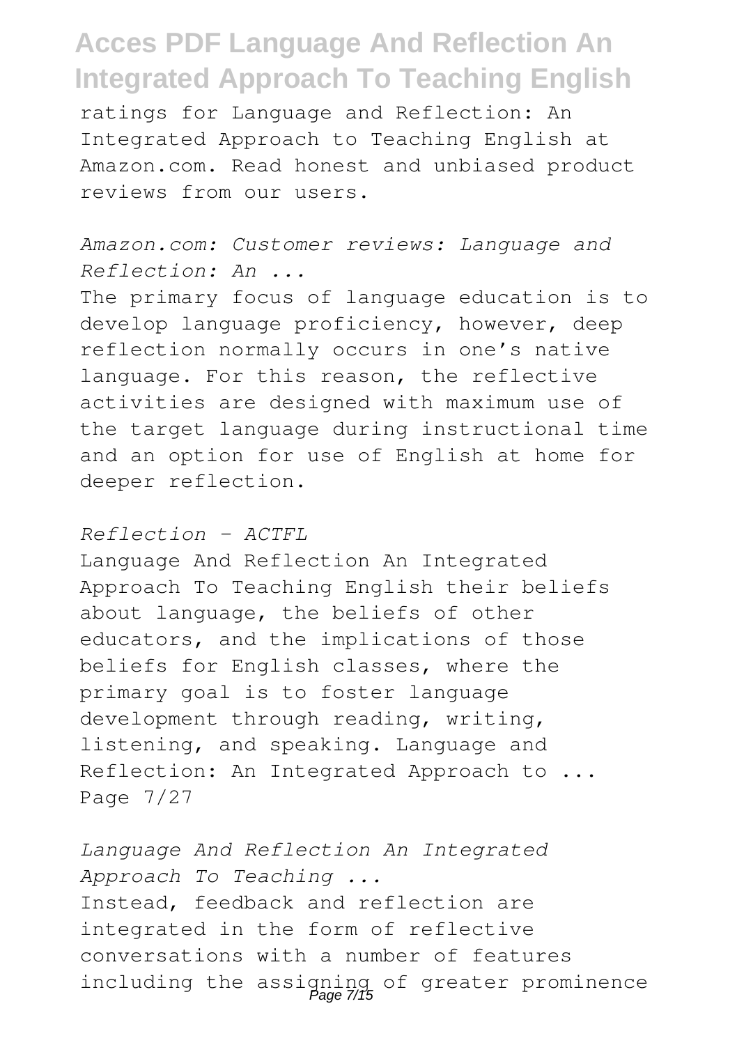ratings for Language and Reflection: An Integrated Approach to Teaching English at Amazon.com. Read honest and unbiased product reviews from our users.

*Amazon.com: Customer reviews: Language and Reflection: An ...*

The primary focus of language education is to develop language proficiency, however, deep reflection normally occurs in one's native language. For this reason, the reflective activities are designed with maximum use of the target language during instructional time and an option for use of English at home for deeper reflection.

*Reflection - ACTFL*

Language And Reflection An Integrated Approach To Teaching English their beliefs about language, the beliefs of other educators, and the implications of those beliefs for English classes, where the primary goal is to foster language development through reading, writing, listening, and speaking. Language and Reflection: An Integrated Approach to ... Page 7/27

*Language And Reflection An Integrated Approach To Teaching ...*

Instead, feedback and reflection are integrated in the form of reflective conversations with a number of features including the assigning of greater prominence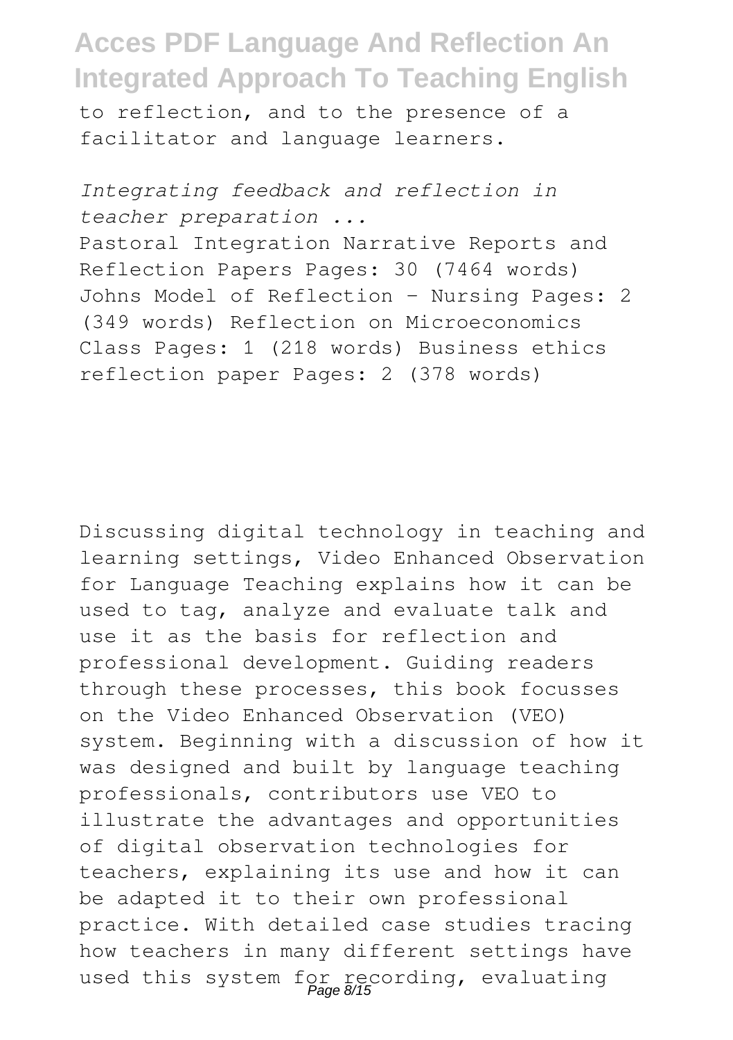to reflection, and to the presence of a facilitator and language learners.

*Integrating feedback and reflection in teacher preparation ...*

Pastoral Integration Narrative Reports and Reflection Papers Pages: 30 (7464 words) Johns Model of Reflection - Nursing Pages: 2 (349 words) Reflection on Microeconomics Class Pages: 1 (218 words) Business ethics reflection paper Pages: 2 (378 words)

Discussing digital technology in teaching and learning settings, Video Enhanced Observation for Language Teaching explains how it can be used to tag, analyze and evaluate talk and use it as the basis for reflection and professional development. Guiding readers through these processes, this book focusses on the Video Enhanced Observation (VEO) system. Beginning with a discussion of how it was designed and built by language teaching professionals, contributors use VEO to illustrate the advantages and opportunities of digital observation technologies for teachers, explaining its use and how it can be adapted it to their own professional practice. With detailed case studies tracing how teachers in many different settings have used this system for recording, evaluating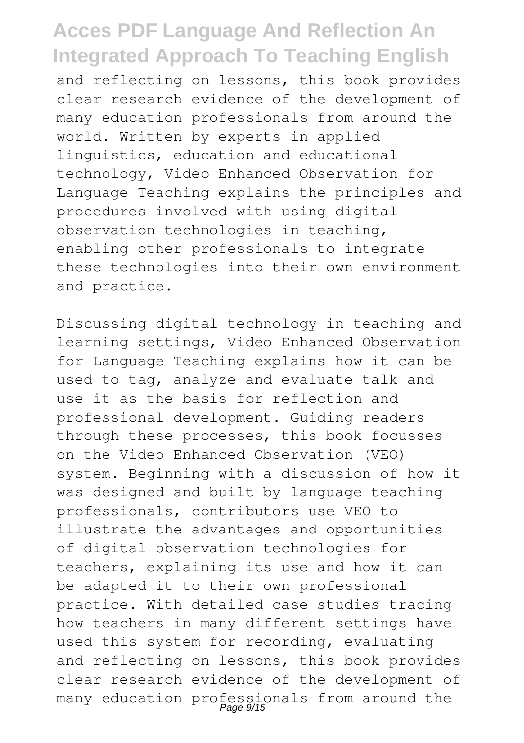and reflecting on lessons, this book provides clear research evidence of the development of many education professionals from around the world. Written by experts in applied linguistics, education and educational technology, Video Enhanced Observation for Language Teaching explains the principles and procedures involved with using digital observation technologies in teaching, enabling other professionals to integrate these technologies into their own environment and practice.

Discussing digital technology in teaching and learning settings, Video Enhanced Observation for Language Teaching explains how it can be used to tag, analyze and evaluate talk and use it as the basis for reflection and professional development. Guiding readers through these processes, this book focusses on the Video Enhanced Observation (VEO) system. Beginning with a discussion of how it was designed and built by language teaching professionals, contributors use VEO to illustrate the advantages and opportunities of digital observation technologies for teachers, explaining its use and how it can be adapted it to their own professional practice. With detailed case studies tracing how teachers in many different settings have used this system for recording, evaluating and reflecting on lessons, this book provides clear research evidence of the development of many education professionals from around the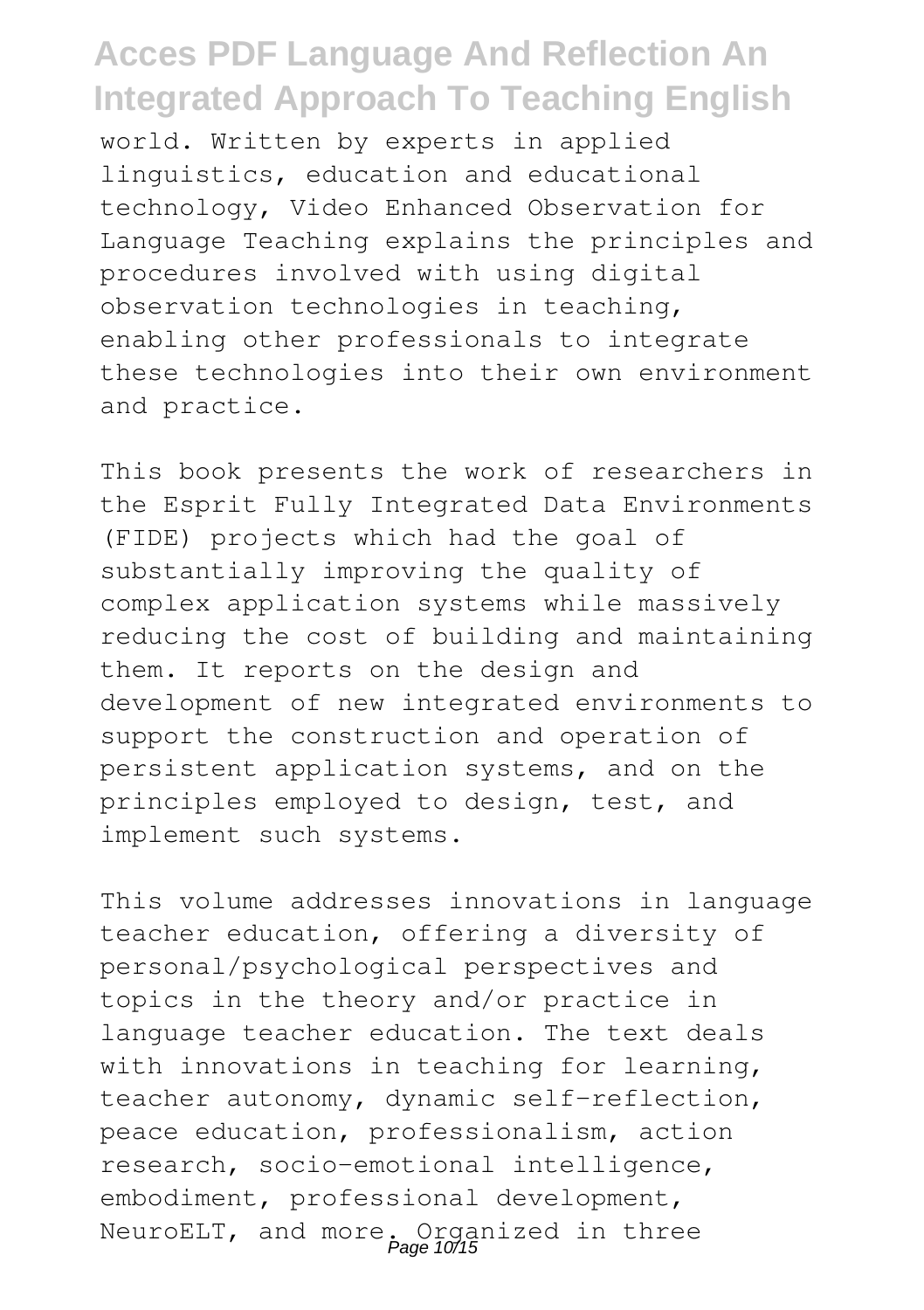world. Written by experts in applied linguistics, education and educational technology, Video Enhanced Observation for Language Teaching explains the principles and procedures involved with using digital observation technologies in teaching, enabling other professionals to integrate these technologies into their own environment and practice.

This book presents the work of researchers in the Esprit Fully Integrated Data Environments (FIDE) projects which had the goal of substantially improving the quality of complex application systems while massively reducing the cost of building and maintaining them. It reports on the design and development of new integrated environments to support the construction and operation of persistent application systems, and on the principles employed to design, test, and implement such systems.

This volume addresses innovations in language teacher education, offering a diversity of personal/psychological perspectives and topics in the theory and/or practice in language teacher education. The text deals with innovations in teaching for learning, teacher autonomy, dynamic self-reflection, peace education, professionalism, action research, socio-emotional intelligence, embodiment, professional development, NeuroELT, and more. Organized in three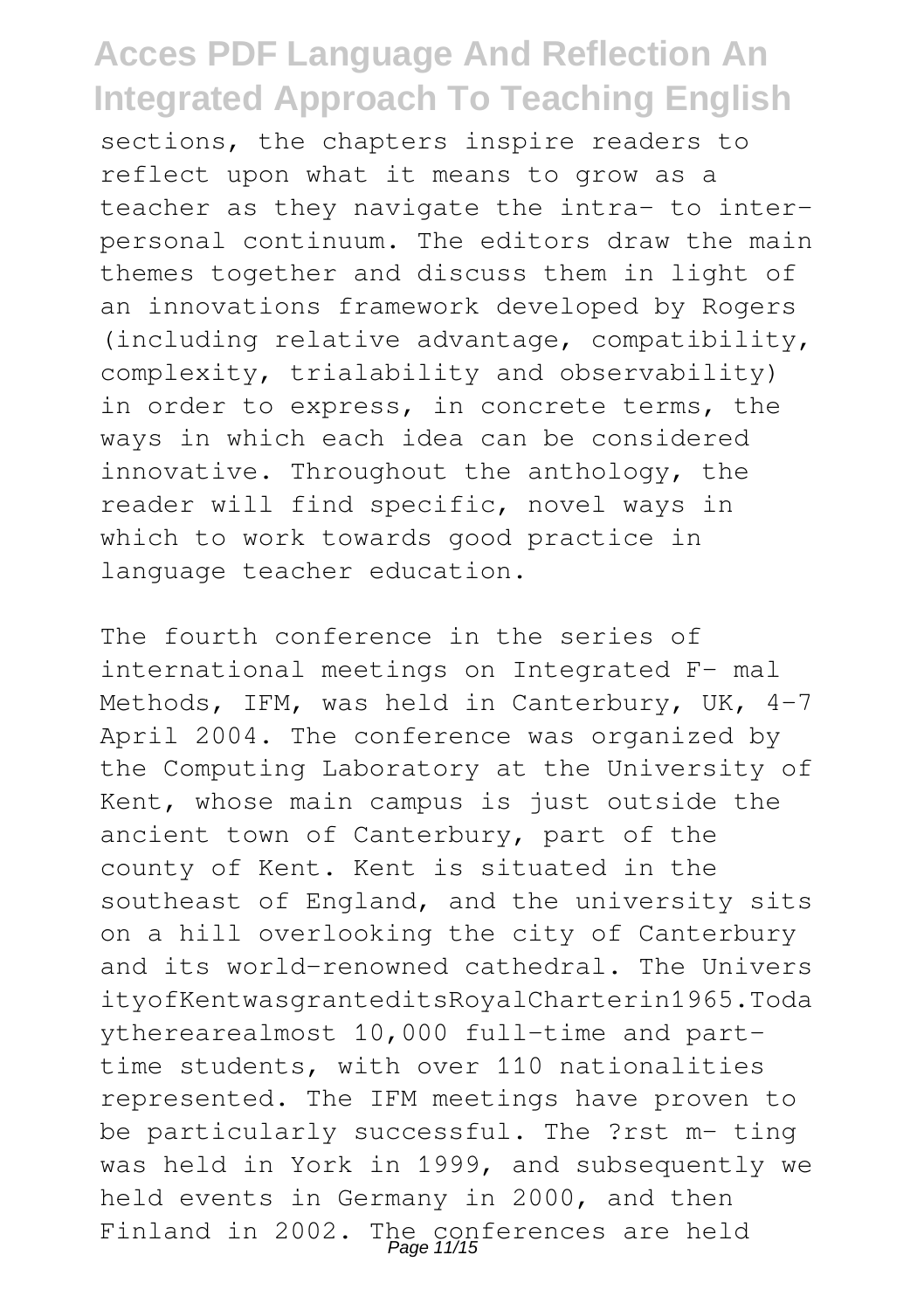sections, the chapters inspire readers to reflect upon what it means to grow as a teacher as they navigate the intra- to inter-personal continuum. The editors draw the main themes together and discuss them in light of an innovations framework developed by Rogers (including relative advantage, compatibility, complexity, trialability and observability) in order to express, in concrete terms, the ways in which each idea can be considered innovative. Throughout the anthology, the reader will find specific, novel ways in which to work towards good practice in language teacher education.

The fourth conference in the series of international meetings on Integrated F- mal Methods, IFM, was held in Canterbury, UK, 4–7 April 2004. The conference was organized by the Computing Laboratory at the University of Kent, whose main campus is just outside the ancient town of Canterbury, part of the county of Kent. Kent is situated in the southeast of England, and the university sits on a hill overlooking the city of Canterbury and its world-renowned cathedral. The UniversityofKentwasgranteditsRoyalCharterin1965.Todaytherearealmost 10,000 full-time and part-time students, with over 110 nationalities represented. The IFM meetings have proven to be particularly successful. The ?rst m- ting was held in York in 1999, and subsequently we held events in Germany in 2000, and then Finland in 2002. The conferences are held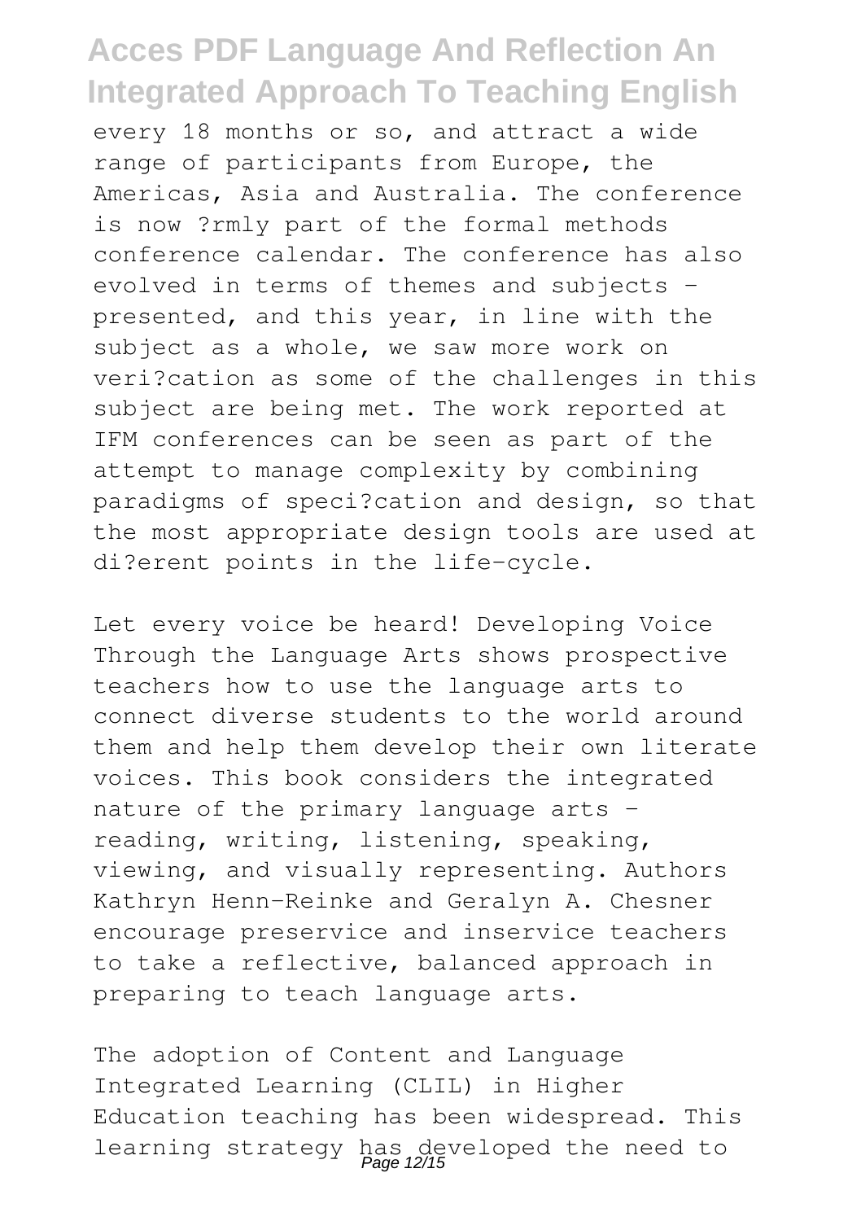every 18 months or so, and attract a wide range of participants from Europe, the Americas, Asia and Australia. The conference is now ?rmly part of the formal methods conference calendar. The conference has also evolved in terms of themes and subjects - presented, and this year, in line with the subject as a whole, we saw more work on veri?cation as some of the challenges in this subject are being met. The work reported at IFM conferences can be seen as part of the attempt to manage complexity by combining paradigms of speci?cation and design, so that the most appropriate design tools are used at di?erent points in the life-cycle.

Let every voice be heard! Developing Voice Through the Language Arts shows prospective teachers how to use the language arts to connect diverse students to the world around them and help them develop their own literate voices. This book considers the integrated nature of the primary language arts - reading, writing, listening, speaking, viewing, and visually representing. Authors Kathryn Henn-Reinke and Geralyn A. Chesner encourage preservice and inservice teachers to take a reflective, balanced approach in preparing to teach language arts.

The adoption of Content and Language Integrated Learning (CLIL) in Higher Education teaching has been widespread. This learning strategy has developed the need to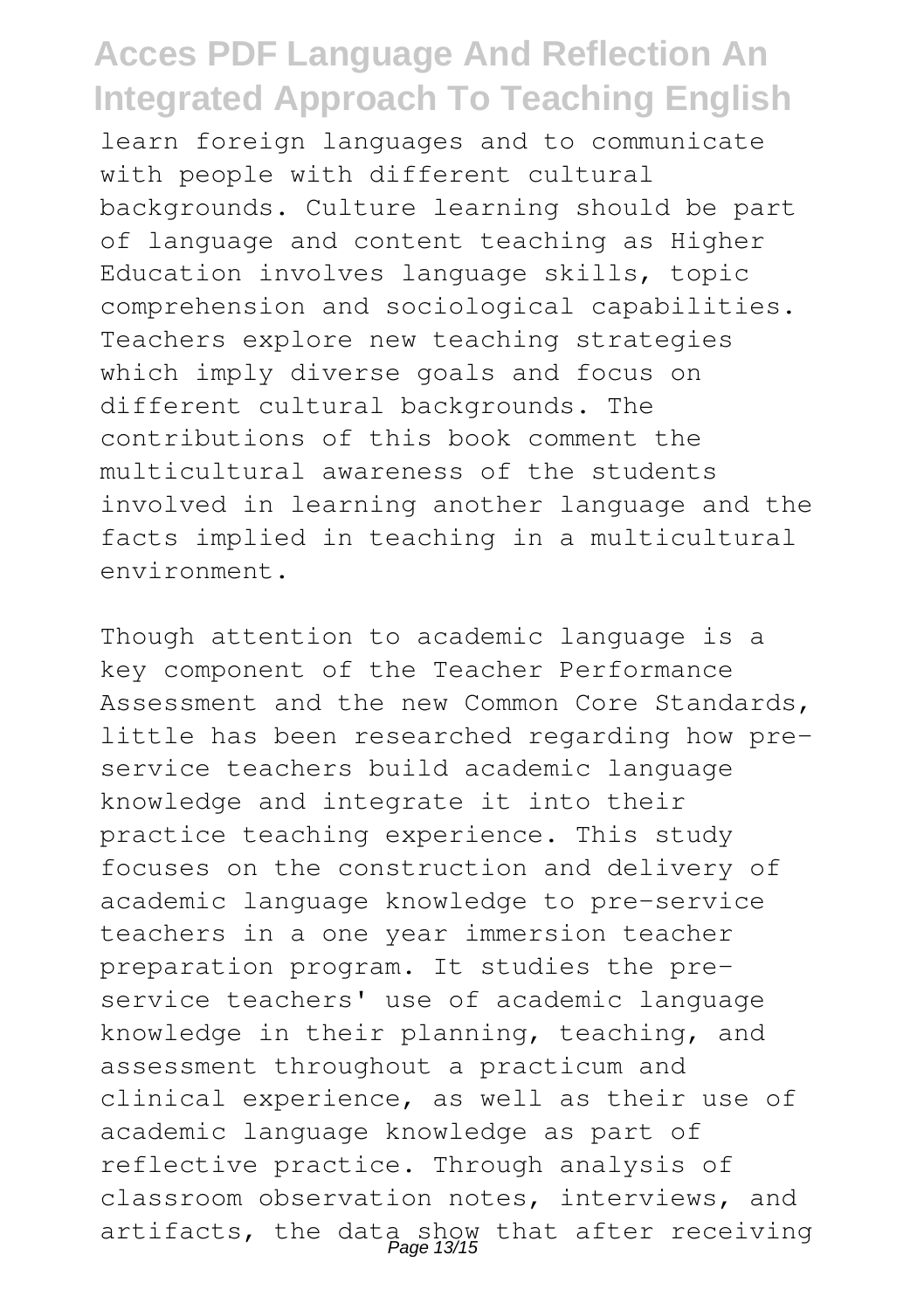learn foreign languages and to communicate with people with different cultural backgrounds. Culture learning should be part of language and content teaching as Higher Education involves language skills, topic comprehension and sociological capabilities. Teachers explore new teaching strategies which imply diverse goals and focus on different cultural backgrounds. The contributions of this book comment the multicultural awareness of the students involved in learning another language and the facts implied in teaching in a multicultural environment.

Though attention to academic language is a key component of the Teacher Performance Assessment and the new Common Core Standards, little has been researched regarding how pre-service teachers build academic language knowledge and integrate it into their practice teaching experience. This study focuses on the construction and delivery of academic language knowledge to pre-service teachers in a one year immersion teacher preparation program. It studies the pre-service teachers' use of academic language knowledge in their planning, teaching, and assessment throughout a practicum and clinical experience, as well as their use of academic language knowledge as part of reflective practice. Through analysis of classroom observation notes, interviews, and artifacts, the data show that after receiving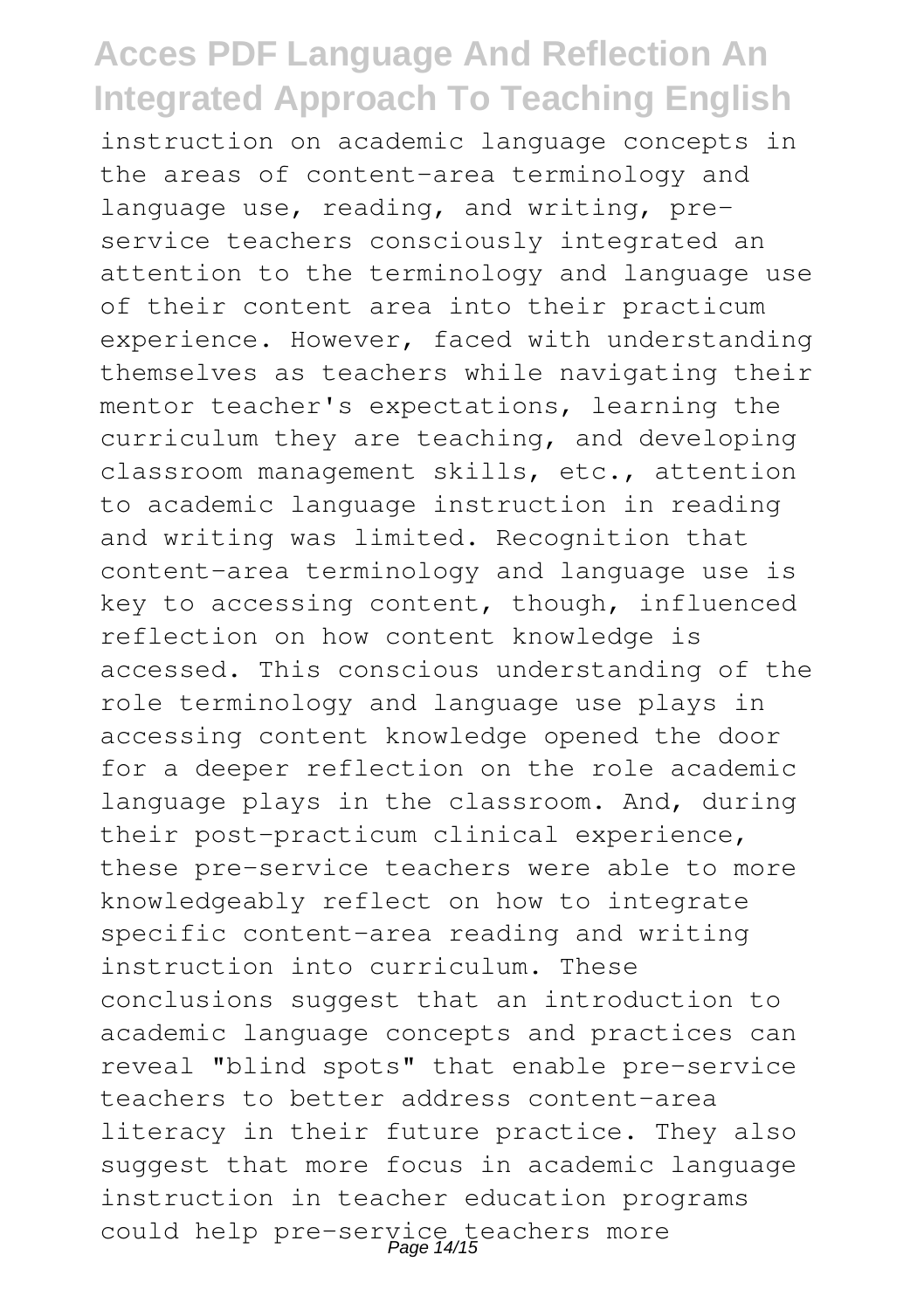instruction on academic language concepts in the areas of content-area terminology and language use, reading, and writing, pre-service teachers consciously integrated an attention to the terminology and language use of their content area into their practicum experience. However, faced with understanding themselves as teachers while navigating their mentor teacher's expectations, learning the curriculum they are teaching, and developing classroom management skills, etc., attention to academic language instruction in reading and writing was limited. Recognition that content-area terminology and language use is key to accessing content, though, influenced reflection on how content knowledge is accessed. This conscious understanding of the role terminology and language use plays in accessing content knowledge opened the door for a deeper reflection on the role academic language plays in the classroom. And, during their post-practicum clinical experience, these pre-service teachers were able to more knowledgeably reflect on how to integrate specific content-area reading and writing instruction into curriculum. These conclusions suggest that an introduction to academic language concepts and practices can reveal "blind spots" that enable pre-service teachers to better address content-area literacy in their future practice. They also suggest that more focus in academic language instruction in teacher education programs could help pre-service teachers more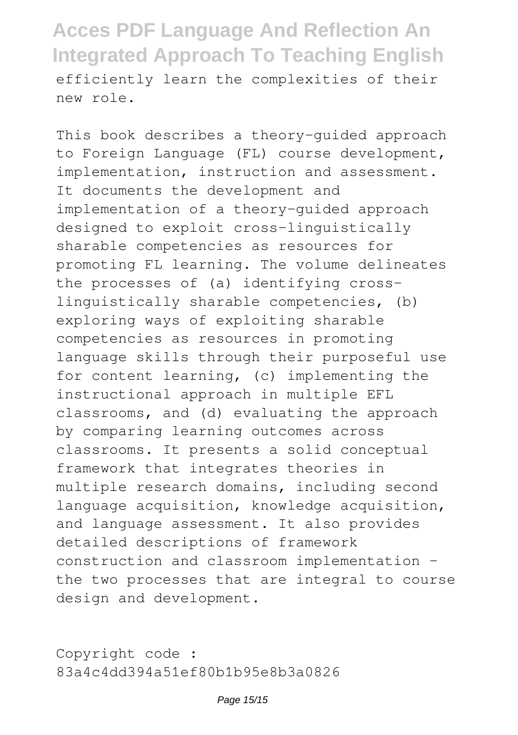efficiently learn the complexities of their new role.

This book describes a theory-guided approach to Foreign Language (FL) course development, implementation, instruction and assessment. It documents the development and implementation of a theory-guided approach designed to exploit cross-linguistically sharable competencies as resources for promoting FL learning. The volume delineates the processes of (a) identifying cross-linguistically sharable competencies, (b) exploring ways of exploiting sharable competencies as resources in promoting language skills through their purposeful use for content learning, (c) implementing the instructional approach in multiple EFL classrooms, and (d) evaluating the approach by comparing learning outcomes across classrooms. It presents a solid conceptual framework that integrates theories in multiple research domains, including second language acquisition, knowledge acquisition, and language assessment. It also provides detailed descriptions of framework construction and classroom implementation - the two processes that are integral to course design and development.

Copyright code : 83a4c4dd394a51ef80b1b95e8b3a0826